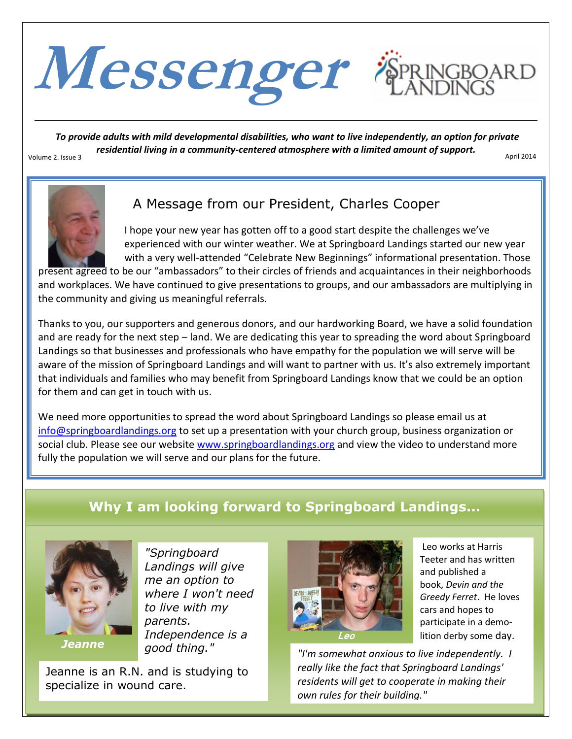# Messenger

**SPRINGBOARD LANDINGS**

***To provide adults with mild developmental disabilities, who want to live independently, an option for private residential living in a community-centered atmosphere with a limited amount of support.***

Volume 2, Issue 3 — April 2014

## A Message from our President, Charles Cooper

I hope your new year has gotten off to a good start despite the challenges we've experienced with our winter weather. We at Springboard Landings started our new year with a very well-attended "Celebrate New Beginnings" informational presentation. Those present agreed to be our "ambassadors" to their circles of friends and acquaintances in their neighborhoods and workplaces. We have continued to give presentations to groups, and our ambassadors are multiplying in the community and giving us meaningful referrals.

Thanks to you, our supporters and generous donors, and our hardworking Board, we have a solid foundation and are ready for the next step – land. We are dedicating this year to spreading the word about Springboard Landings so that businesses and professionals who have empathy for the population we will serve will be aware of the mission of Springboard Landings and will want to partner with us. It's also extremely important that individuals and families who may benefit from Springboard Landings know that we could be an option for them and can get in touch with us.

We need more opportunities to spread the word about Springboard Landings so please email us at info@springboardlandings.org to set up a presentation with your church group, business organization or social club. Please see our website www.springboardlandings.org and view the video to understand more fully the population we will serve and our plans for the future.

## Why I am looking forward to Springboard Landings...

***Jeanne***

*"Springboard Landings will give me an option to where I won't need to live with my parents. Independence is a good thing."*

Jeanne is an R.N. and is studying to specialize in wound care.

***Leo***

Leo works at Harris Teeter and has written and published a book, *Devin and the Greedy Ferret*. He loves cars and hopes to participate in a demolition derby some day.

*"I'm somewhat anxious to live independently. I really like the fact that Springboard Landings' residents will get to cooperate in making their own rules for their building."*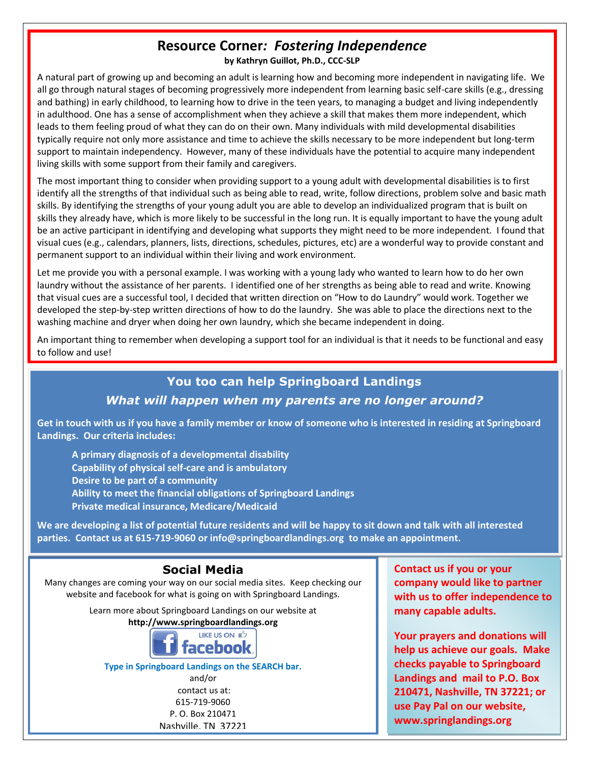## Resource Corner: *Fostering Independence*

**by Kathryn Guillot, Ph.D., CCC-SLP**

A natural part of growing up and becoming an adult is learning how and becoming more independent in navigating life. We all go through natural stages of becoming progressively more independent from learning basic self-care skills (e.g., dressing and bathing) in early childhood, to learning how to drive in the teen years, to managing a budget and living independently in adulthood. One has a sense of accomplishment when they achieve a skill that makes them more independent, which leads to them feeling proud of what they can do on their own. Many individuals with mild developmental disabilities typically require not only more assistance and time to achieve the skills necessary to be more independent but long-term support to maintain independency. However, many of these individuals have the potential to acquire many independent living skills with some support from their family and caregivers.

The most important thing to consider when providing support to a young adult with developmental disabilities is to first identify all the strengths of that individual such as being able to read, write, follow directions, problem solve and basic math skills. By identifying the strengths of your young adult you are able to develop an individualized program that is built on skills they already have, which is more likely to be successful in the long run. It is equally important to have the young adult be an active participant in identifying and developing what supports they might need to be more independent. I found that visual cues (e.g., calendars, planners, lists, directions, schedules, pictures, etc) are a wonderful way to provide constant and permanent support to an individual within their living and work environment.

Let me provide you with a personal example. I was working with a young lady who wanted to learn how to do her own laundry without the assistance of her parents. I identified one of her strengths as being able to read and write. Knowing that visual cues are a successful tool, I decided that written direction on "How to do Laundry" would work. Together we developed the step-by-step written directions of how to do the laundry. She was able to place the directions next to the washing machine and dryer when doing her own laundry, which she became independent in doing.

An important thing to remember when developing a support tool for an individual is that it needs to be functional and easy to follow and use!

## You too can help Springboard Landings

### *What will happen when my parents are no longer around?*

**Get in touch with us if you have a family member or know of someone who is interested in residing at Springboard Landings. Our criteria includes:**

- **A primary diagnosis of a developmental disability**
- **Capability of physical self-care and is ambulatory**
- **Desire to be part of a community**
- **Ability to meet the financial obligations of Springboard Landings**
- **Private medical insurance, Medicare/Medicaid**

**We are developing a list of potential future residents and will be happy to sit down and talk with all interested parties. Contact us at 615-719-9060 or info@springboardlandings.org to make an appointment.**

## Social Media

Many changes are coming your way on our social media sites. Keep checking our website and facebook for what is going on with Springboard Landings.

Learn more about Springboard Landings on our website at
**http://www.springboardlandings.org**

LIKE US ON facebook

**Type in Springboard Landings on the SEARCH bar.**

and/or
contact us at:
615-719-9060
P. O. Box 210471
Nashville, TN 37221

**Contact us if you or your company would like to partner with us to offer independence to many capable adults.**

**Your prayers and donations will help us achieve our goals. Make checks payable to Springboard Landings and mail to P.O. Box 210471, Nashville, TN 37221; or use Pay Pal on our website, www.springlandings.org**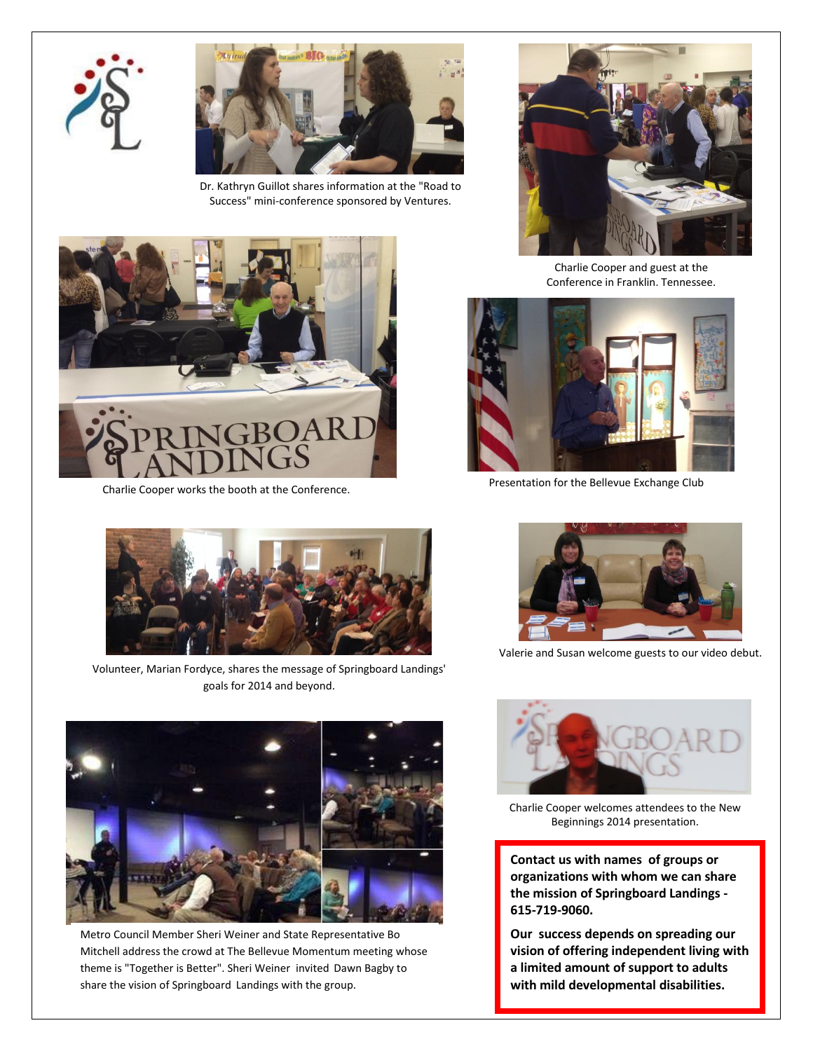Dr. Kathryn Guillot shares information at the "Road to Success" mini-conference sponsored by Ventures.

Charlie Cooper and guest at the Conference in Franklin. Tennessee.

Charlie Cooper works the booth at the Conference.

Presentation for the Bellevue Exchange Club

Volunteer, Marian Fordyce, shares the message of Springboard Landings' goals for 2014 and beyond.

Valerie and Susan welcome guests to our video debut.

Charlie Cooper welcomes attendees to the New Beginnings 2014 presentation.

Metro Council Member Sheri Weiner and State Representative Bo Mitchell address the crowd at The Bellevue Momentum meeting whose theme is "Together is Better". Sheri Weiner invited Dawn Bagby to share the vision of Springboard Landings with the group.

**Contact us with names of groups or organizations with whom we can share the mission of Springboard Landings - 615-719-9060.**

**Our success depends on spreading our vision of offering independent living with a limited amount of support to adults with mild developmental disabilities.**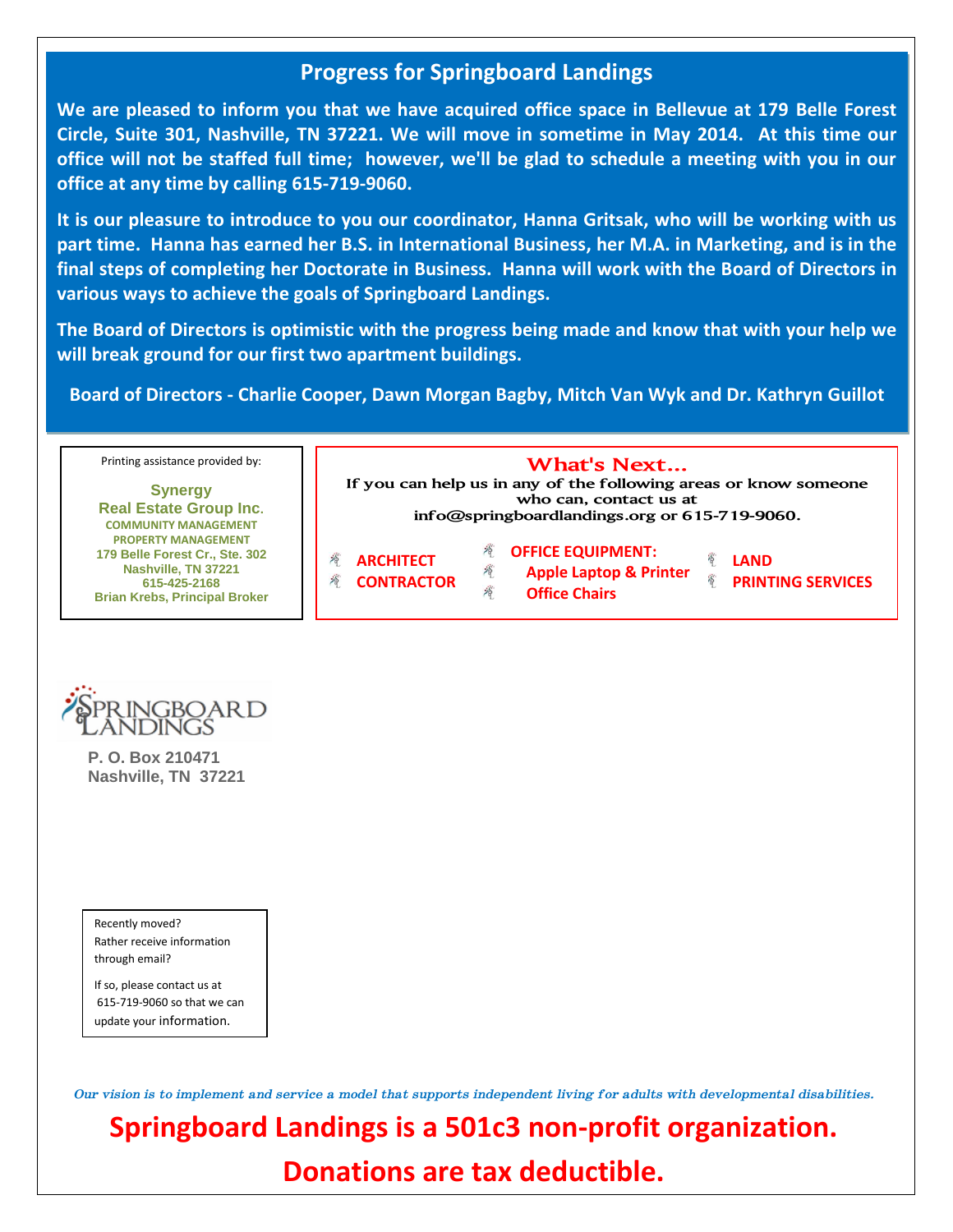## Progress for Springboard Landings

**We are pleased to inform you that we have acquired office space in Bellevue at 179 Belle Forest Circle, Suite 301, Nashville, TN 37221. We will move in sometime in May 2014. At this time our office will not be staffed full time; however, we'll be glad to schedule a meeting with you in our office at any time by calling 615-719-9060.**

**It is our pleasure to introduce to you our coordinator, Hanna Gritsak, who will be working with us part time. Hanna has earned her B.S. in International Business, her M.A. in Marketing, and is in the final steps of completing her Doctorate in Business. Hanna will work with the Board of Directors in various ways to achieve the goals of Springboard Landings.**

**The Board of Directors is optimistic with the progress being made and know that with your help we will break ground for our first two apartment buildings.**

**Board of Directors - Charlie Cooper, Dawn Morgan Bagby, Mitch Van Wyk and Dr. Kathryn Guillot**

Printing assistance provided by:

**Synergy**
**Real Estate Group Inc.**
**COMMUNITY MANAGEMENT**
**PROPERTY MANAGEMENT**
**179 Belle Forest Cr., Ste. 302**
**Nashville, TN 37221**
**615-425-2168**
**Brian Krebs, Principal Broker**

### What's Next...

If you can help us in any of the following areas or know someone who can, contact us at info@springboardlandings.org or 615-719-9060.

- **ARCHITECT**
- **CONTRACTOR**
- **OFFICE EQUIPMENT:**
  - **Apple Laptop & Printer**
  - **Office Chairs**
- **LAND**
- **PRINTING SERVICES**

SPRINGBOARD LANDINGS

**P. O. Box 210471**
**Nashville, TN 37221**

Recently moved?
Rather receive information through email?

If so, please contact us at 615-719-9060 so that we can update your information.

*Our vision is to implement and service a model that supports independent living for adults with developmental disabilities.*

**Springboard Landings is a 501c3 non-profit organization.**

**Donations are tax deductible.**